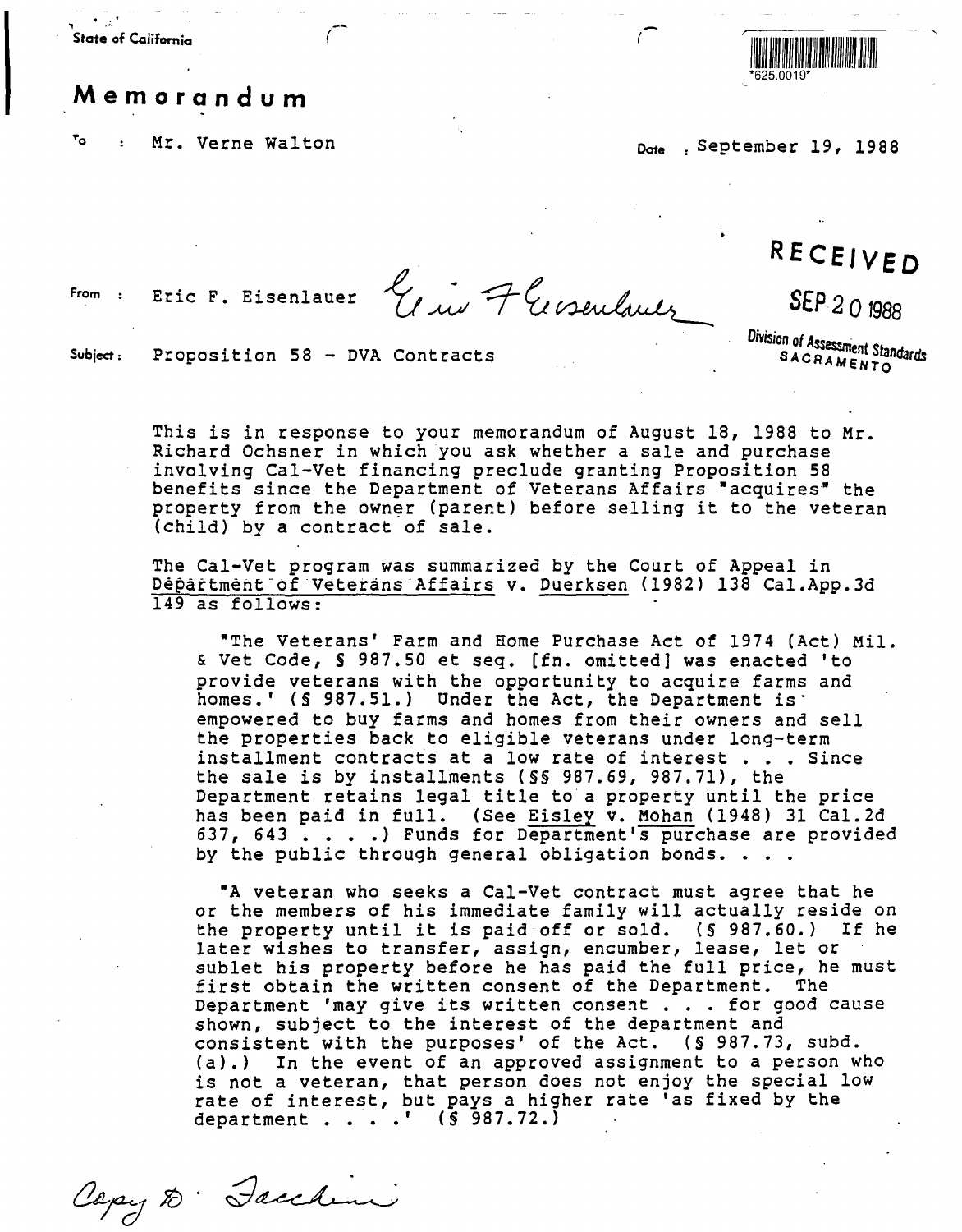State of California

*625.0019*

# Memorandum

To : Mr. Verne Walton

Date : September 19, 1988

RECEIVED

SEP 20 1988

Division of Assessment Standards
SACRAMENTO

From : Eric F. Eisenlauer

Subject : Proposition 58 - DVA Contracts

This is in response to your memorandum of August 18, 1988 to Mr. Richard Ochsner in which you ask whether a sale and purchase involving Cal-Vet financing preclude granting Proposition 58 benefits since the Department of Veterans Affairs "acquires" the property from the owner (parent) before selling it to the veteran (child) by a contract of sale.

The Cal-Vet program was summarized by the Court of Appeal in Department of Veterans Affairs v. Duerksen (1982) 138 Cal.App.3d 149 as follows:

> "The Veterans' Farm and Home Purchase Act of 1974 (Act) Mil. & Vet Code, § 987.50 et seq. [fn. omitted] was enacted 'to provide veterans with the opportunity to acquire farms and homes.' (§ 987.51.) Under the Act, the Department is empowered to buy farms and homes from their owners and sell the properties back to eligible veterans under long-term installment contracts at a low rate of interest . . . Since the sale is by installments (§§ 987.69, 987.71), the Department retains legal title to a property until the price has been paid in full. (See Eisley v. Mohan (1948) 31 Cal.2d 637, 643 . . . .) Funds for Department's purchase are provided by the public through general obligation bonds. . . .
>
> "A veteran who seeks a Cal-Vet contract must agree that he or the members of his immediate family will actually reside on the property until it is paid off or sold. (§ 987.60.) If he later wishes to transfer, assign, encumber, lease, let or sublet his property before he has paid the full price, he must first obtain the written consent of the Department. The Department 'may give its written consent . . . for good cause shown, subject to the interest of the department and consistent with the purposes' of the Act. (§ 987.73, subd. (a).) In the event of an approved assignment to a person who is not a veteran, that person does not enjoy the special low rate of interest, but pays a higher rate 'as fixed by the department . . . .' (§ 987.72.)

Copy to Facchini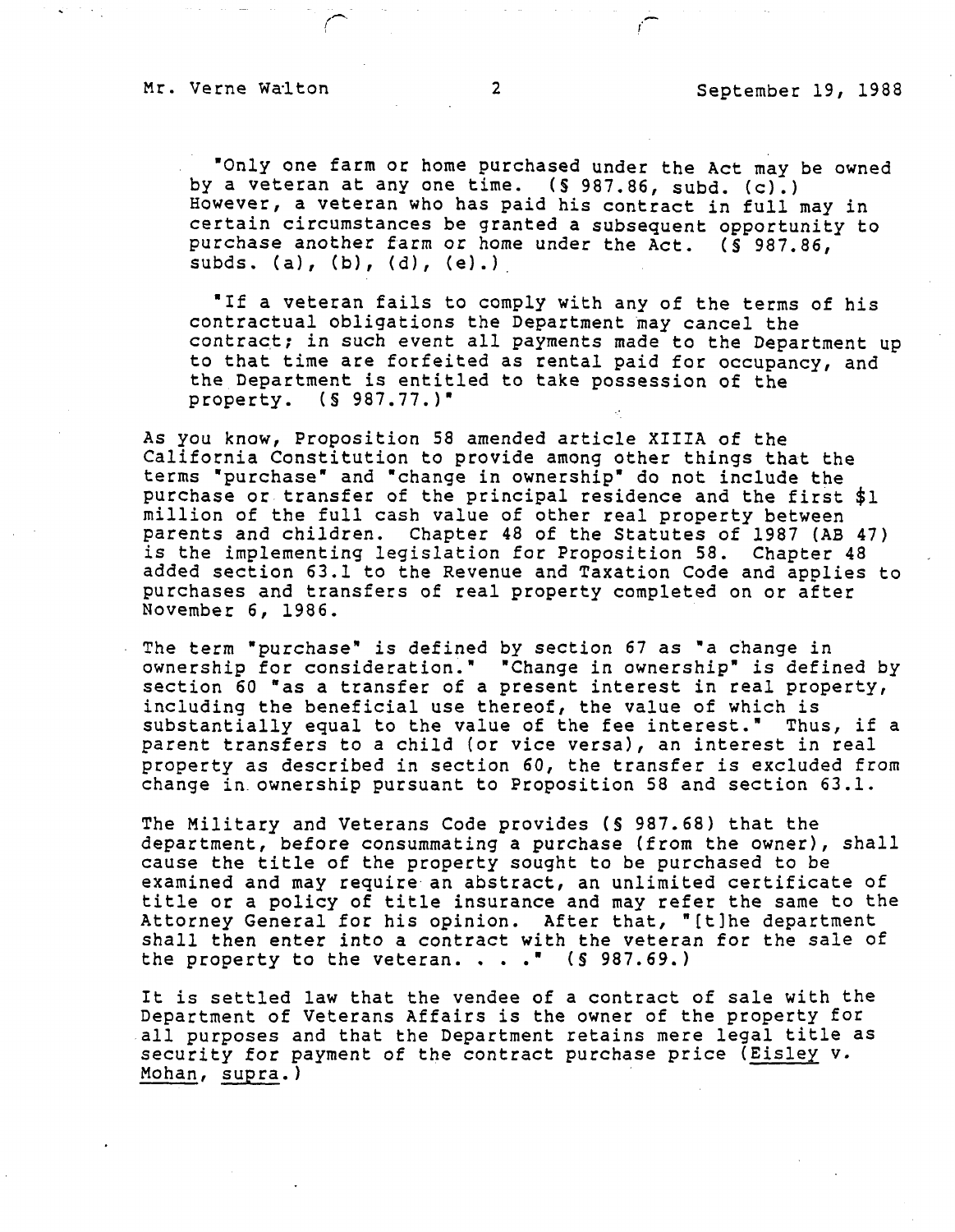"Only one farm or home purchased under the Act may be owned by a veteran at any one time. (§ 987.86, subd. (c).) However, a veteran who has paid his contract in full may in certain circumstances be granted a subsequent opportunity to purchase another farm or home under the Act. (§ 987.86, subds. (a), (b), (d), (e).)

"If a veteran fails to comply with any of the terms of his contractual obligations the Department may cancel the contract; in such event all payments made to the Department up to that time are forfeited as rental paid for occupancy, and the Department is entitled to take possession of the property. (§ 987.77.)"

As you know, Proposition 58 amended article XIIIA of the California Constitution to provide among other things that the terms "purchase" and "change in ownership" do not include the purchase or transfer of the principal residence and the first $1 million of the full cash value of other real property between parents and children. Chapter 48 of the Statutes of 1987 (AB 47) is the implementing legislation for Proposition 58. Chapter 48 added section 63.1 to the Revenue and Taxation Code and applies to purchases and transfers of real property completed on or after November 6, 1986.

The term "purchase" is defined by section 67 as "a change in ownership for consideration." "Change in ownership" is defined by section 60 "as a transfer of a present interest in real property, including the beneficial use thereof, the value of which is substantially equal to the value of the fee interest." Thus, if a parent transfers to a child (or vice versa), an interest in real property as described in section 60, the transfer is excluded from change in ownership pursuant to Proposition 58 and section 63.1.

The Military and Veterans Code provides (§ 987.68) that the department, before consummating a purchase (from the owner), shall cause the title of the property sought to be purchased to be examined and may require an abstract, an unlimited certificate of title or a policy of title insurance and may refer the same to the Attorney General for his opinion. After that, "[t]he department shall then enter into a contract with the veteran for the sale of the property to the veteran. . . ." (§ 987.69.)

It is settled law that the vendee of a contract of sale with the Department of Veterans Affairs is the owner of the property for all purposes and that the Department retains mere legal title as security for payment of the contract purchase price (Eisley v. Mohan, supra.)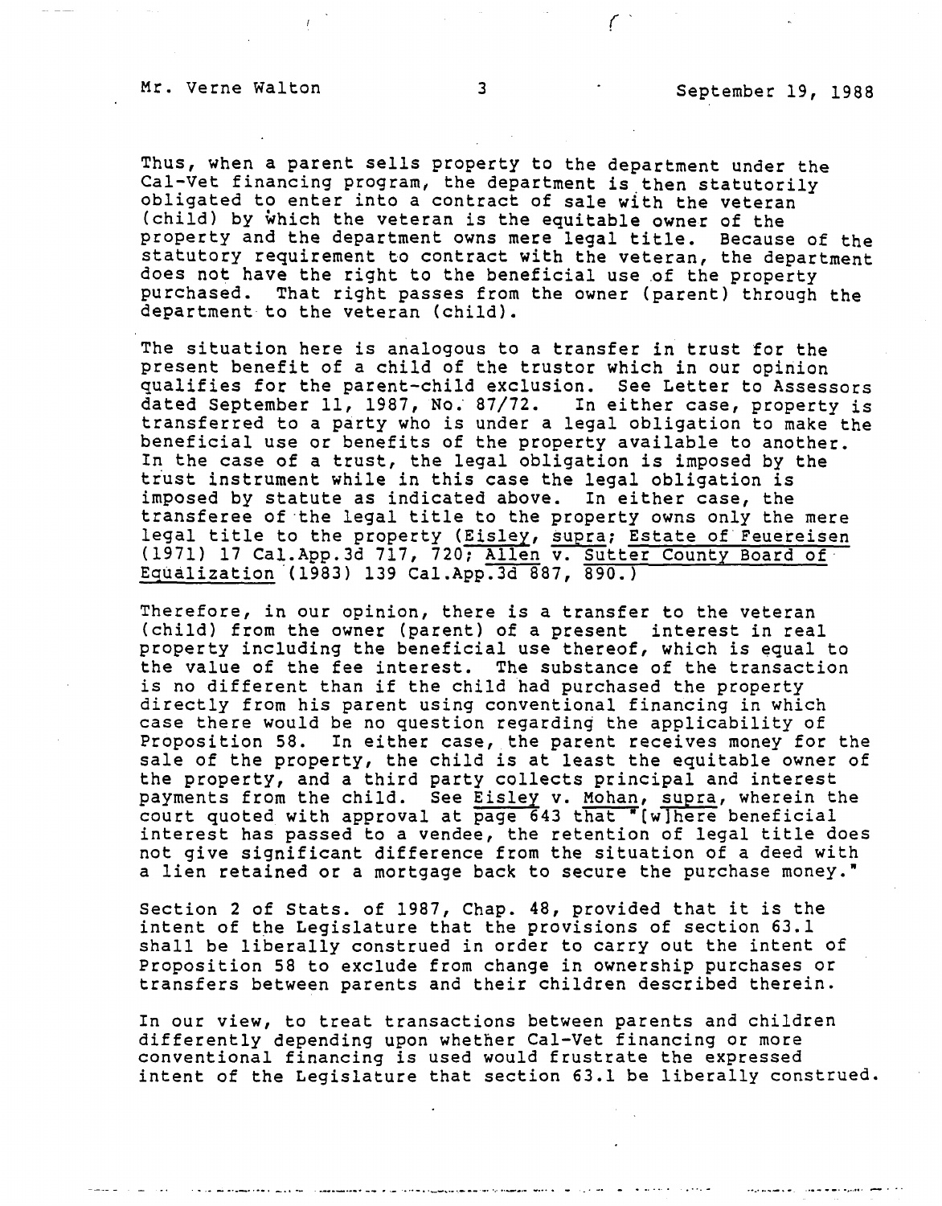Thus, when a parent sells property to the department under the Cal-Vet financing program, the department is then statutorily obligated to enter into a contract of sale with the veteran (child) by which the veteran is the equitable owner of the property and the department owns mere legal title. Because of the statutory requirement to contract with the veteran, the department does not have the right to the beneficial use of the property purchased. That right passes from the owner (parent) through the department to the veteran (child).

The situation here is analogous to a transfer in trust for the present benefit of a child of the trustor which in our opinion qualifies for the parent-child exclusion. See Letter to Assessors dated September 11, 1987, No. 87/72. In either case, property is transferred to a party who is under a legal obligation to make the beneficial use or benefits of the property available to another. In the case of a trust, the legal obligation is imposed by the trust instrument while in this case the legal obligation is imposed by statute as indicated above. In either case, the transferee of the legal title to the property owns only the mere legal title to the property (Eisley, supra; Estate of Feuereisen (1971) 17 Cal.App.3d 717, 720; Allen v. Sutter County Board of Equalization (1983) 139 Cal.App.3d 887, 890.)

Therefore, in our opinion, there is a transfer to the veteran (child) from the owner (parent) of a present interest in real property including the beneficial use thereof, which is equal to the value of the fee interest. The substance of the transaction is no different than if the child had purchased the property directly from his parent using conventional financing in which case there would be no question regarding the applicability of Proposition 58. In either case, the parent receives money for the sale of the property, the child is at least the equitable owner of the property, and a third party collects principal and interest payments from the child. See Eisley v. Mohan, supra, wherein the court quoted with approval at page 643 that "[w]here beneficial interest has passed to a vendee, the retention of legal title does not give significant difference from the situation of a deed with a lien retained or a mortgage back to secure the purchase money."

Section 2 of Stats. of 1987, Chap. 48, provided that it is the intent of the Legislature that the provisions of section 63.1 shall be liberally construed in order to carry out the intent of Proposition 58 to exclude from change in ownership purchases or transfers between parents and their children described therein.

In our view, to treat transactions between parents and children differently depending upon whether Cal-Vet financing or more conventional financing is used would frustrate the expressed intent of the Legislature that section 63.1 be liberally construed.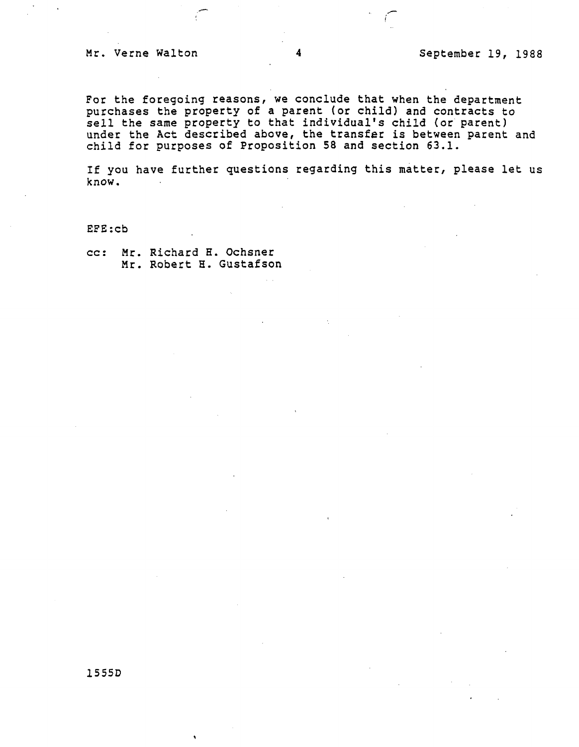For the foregoing reasons, we conclude that when the department purchases the property of a parent (or child) and contracts to sell the same property to that individual's child (or parent) under the Act described above, the transfer is between parent and child for purposes of Proposition 58 and section 63.1.

If you have further questions regarding this matter, please let us know.

EFE:cb

cc: Mr. Richard H. Ochsner
    Mr. Robert H. Gustafson

1555D